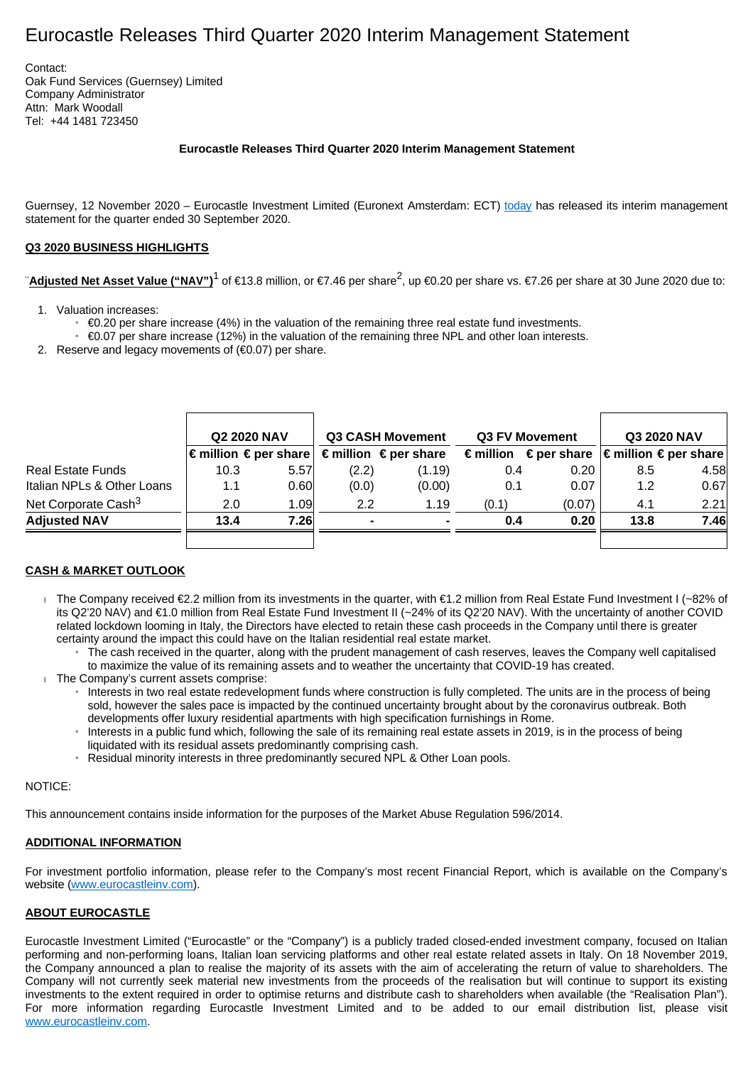# Eurocastle Releases Third Quarter 2020 Interim Management Statement

Contact:
Oak Fund Services (Guernsey) Limited
Company Administrator
Attn: Mark Woodall
Tel: +44 1481 723450

**Eurocastle Releases Third Quarter 2020 Interim Management Statement**

Guernsey, 12 November 2020 – Eurocastle Investment Limited (Euronext Amsterdam: ECT) today has released its interim management statement for the quarter ended 30 September 2020.

**Q3 2020 BUSINESS HIGHLIGHTS**

**Adjusted Net Asset Value ("NAV")**[1] of €13.8 million, or €7.46 per share[2], up €0.20 per share vs. €7.26 per share at 30 June 2020 due to:

1. Valuation increases:
   - €0.20 per share increase (4%) in the valuation of the remaining three real estate fund investments.
   - €0.07 per share increase (12%) in the valuation of the remaining three NPL and other loan interests.
2. Reserve and legacy movements of (€0.07) per share.

| | Q2 2020 NAV | | Q3 CASH Movement | | Q3 FV Movement | | Q3 2020 NAV | |
|---|---|---|---|---|---|---|---|---|
| | € million | € per share | € million | € per share | € million | € per share | € million | € per share |
| Real Estate Funds | 10.3 | 5.57 | (2.2) | (1.19) | 0.4 | 0.20 | 8.5 | 4.58 |
| Italian NPLs & Other Loans | 1.1 | 0.60 | (0.0) | (0.00) | 0.1 | 0.07 | 1.2 | 0.67 |
| Net Corporate Cash[3] | 2.0 | 1.09 | 2.2 | 1.19 | (0.1) | (0.07) | 4.1 | 2.21 |
| **Adjusted NAV** | **13.4** | **7.26** | **-** | **-** | **0.4** | **0.20** | **13.8** | **7.46** |

**CASH & MARKET OUTLOOK**

- The Company received €2.2 million from its investments in the quarter, with €1.2 million from Real Estate Fund Investment I (~82% of its Q2'20 NAV) and €1.0 million from Real Estate Fund Investment II (~24% of its Q2'20 NAV). With the uncertainty of another COVID related lockdown looming in Italy, the Directors have elected to retain these cash proceeds in the Company until there is greater certainty around the impact this could have on the Italian residential real estate market.
  - The cash received in the quarter, along with the prudent management of cash reserves, leaves the Company well capitalised to maximize the value of its remaining assets and to weather the uncertainty that COVID-19 has created.
- The Company's current assets comprise:
  - Interests in two real estate redevelopment funds where construction is fully completed. The units are in the process of being sold, however the sales pace is impacted by the continued uncertainty brought about by the coronavirus outbreak. Both developments offer luxury residential apartments with high specification furnishings in Rome.
  - Interests in a public fund which, following the sale of its remaining real estate assets in 2019, is in the process of being liquidated with its residual assets predominantly comprising cash.
  - Residual minority interests in three predominantly secured NPL & Other Loan pools.

NOTICE:

This announcement contains inside information for the purposes of the Market Abuse Regulation 596/2014.

**ADDITIONAL INFORMATION**

For investment portfolio information, please refer to the Company's most recent Financial Report, which is available on the Company's website (www.eurocastleinv.com).

**ABOUT EUROCASTLE**

Eurocastle Investment Limited ("Eurocastle" or the "Company") is a publicly traded closed-ended investment company, focused on Italian performing and non-performing loans, Italian loan servicing platforms and other real estate related assets in Italy. On 18 November 2019, the Company announced a plan to realise the majority of its assets with the aim of accelerating the return of value to shareholders. The Company will not currently seek material new investments from the proceeds of the realisation but will continue to support its existing investments to the extent required in order to optimise returns and distribute cash to shareholders when available (the "Realisation Plan"). For more information regarding Eurocastle Investment Limited and to be added to our email distribution list, please visit www.eurocastleinv.com.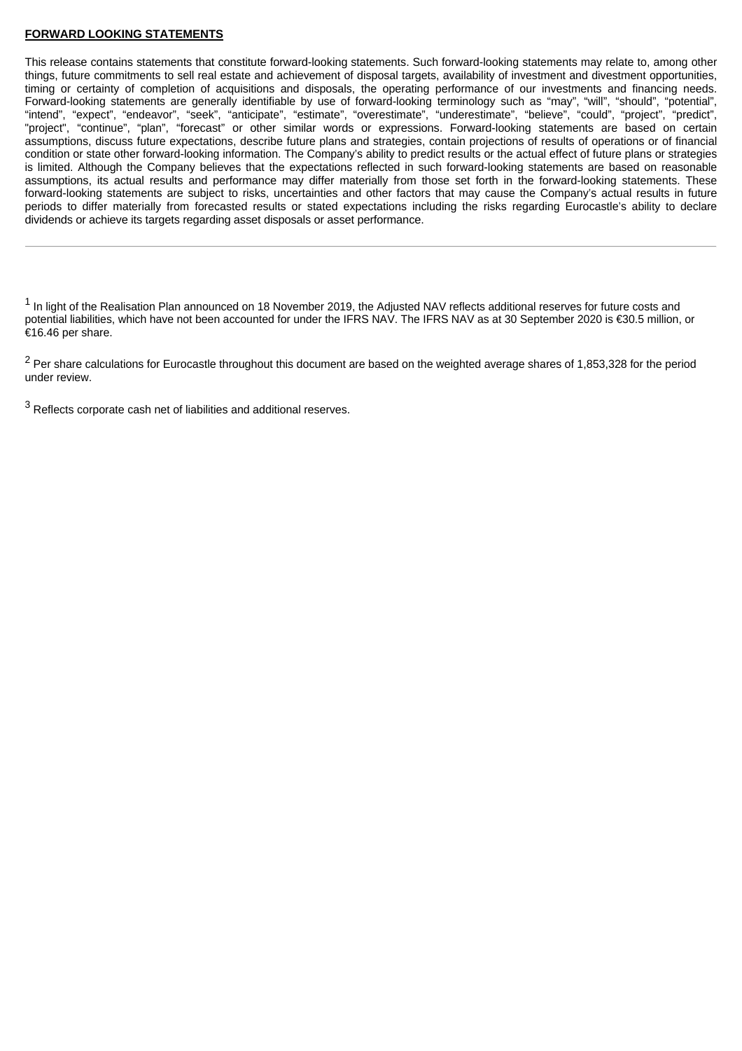**FORWARD LOOKING STATEMENTS**

This release contains statements that constitute forward-looking statements. Such forward-looking statements may relate to, among other things, future commitments to sell real estate and achievement of disposal targets, availability of investment and divestment opportunities, timing or certainty of completion of acquisitions and disposals, the operating performance of our investments and financing needs. Forward-looking statements are generally identifiable by use of forward-looking terminology such as “may”, “will”, “should”, “potential”, “intend”, “expect”, “endeavor”, “seek”, “anticipate”, “estimate”, “overestimate”, “underestimate”, “believe”, “could”, “project”, “predict”, "project", “continue”, “plan”, “forecast” or other similar words or expressions. Forward-looking statements are based on certain assumptions, discuss future expectations, describe future plans and strategies, contain projections of results of operations or of financial condition or state other forward-looking information. The Company’s ability to predict results or the actual effect of future plans or strategies is limited. Although the Company believes that the expectations reflected in such forward-looking statements are based on reasonable assumptions, its actual results and performance may differ materially from those set forth in the forward-looking statements. These forward-looking statements are subject to risks, uncertainties and other factors that may cause the Company's actual results in future periods to differ materially from forecasted results or stated expectations including the risks regarding Eurocastle’s ability to declare dividends or achieve its targets regarding asset disposals or asset performance.

---

[1] In light of the Realisation Plan announced on 18 November 2019, the Adjusted NAV reflects additional reserves for future costs and potential liabilities, which have not been accounted for under the IFRS NAV. The IFRS NAV as at 30 September 2020 is €30.5 million, or €16.46 per share.

[2] Per share calculations for Eurocastle throughout this document are based on the weighted average shares of 1,853,328 for the period under review.

[3] Reflects corporate cash net of liabilities and additional reserves.